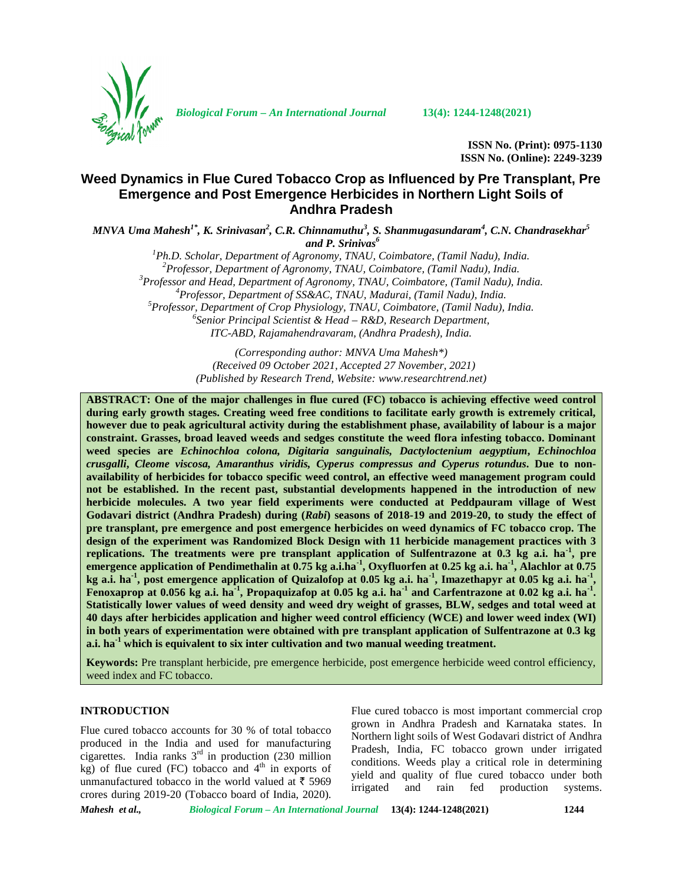ISSN No. (Print): 0975-1130
ISSN No. (Online): 2249-3239

# Weed Dynamics in Flue Cured Tobacco Crop as Influenced by Pre Transplant, Pre Emergence and Post Emergence Herbicides in Northern Light Soils of Andhra Pradesh

*MNVA Uma Mahesh[1*], K. Srinivasan[2], C.R. Chinnamuthu[3], S. Shanmugasundaram[4], C.N. Chandrasekhar[5] and P. Srinivas[6]*

[1]Ph.D. Scholar, Department of Agronomy, TNAU, Coimbatore, (Tamil Nadu), India.
[2]Professor, Department of Agronomy, TNAU, Coimbatore, (Tamil Nadu), India.
[3]Professor and Head, Department of Agronomy, TNAU, Coimbatore, (Tamil Nadu), India.
[4]Professor, Department of SS&AC, TNAU, Madurai, (Tamil Nadu), India.
[5]Professor, Department of Crop Physiology, TNAU, Coimbatore, (Tamil Nadu), India.
[6]Senior Principal Scientist & Head – R&D, Research Department, ITC-ABD, Rajamahendravaram, (Andhra Pradesh), India.

*(Corresponding author: MNVA Uma Mahesh*)*
*(Received 09 October 2021, Accepted 27 November, 2021)*
*(Published by Research Trend, Website: www.researchtrend.net)*

**ABSTRACT: One of the major challenges in flue cured (FC) tobacco is achieving effective weed control during early growth stages. Creating weed free conditions to facilitate early growth is extremely critical, however due to peak agricultural activity during the establishment phase, availability of labour is a major constraint. Grasses, broad leaved weeds and sedges constitute the weed flora infesting tobacco. Dominant weed species are *Echinochloa colona, Digitaria sanguinalis, Dactyloctenium aegyptium, Echinochloa crusgalli, Cleome viscosa, Amaranthus viridis, Cyperus compressus and Cyperus rotundus*. Due to non-availability of herbicides for tobacco specific weed control, an effective weed management program could not be established. In the recent past, substantial developments happened in the introduction of new herbicide molecules. A two year field experiments were conducted at Peddpauram village of West Godavari district (Andhra Pradesh) during (*Rabi*) seasons of 2018-19 and 2019-20, to study the effect of pre transplant, pre emergence and post emergence herbicides on weed dynamics of FC tobacco crop. The design of the experiment was Randomized Block Design with 11 herbicide management practices with 3 replications. The treatments were pre transplant application of Sulfentrazone at 0.3 kg a.i. ha$^{-1}$, pre emergence application of Pendimethalin at 0.75 kg a.i.ha$^{-1}$, Oxyfluorfen at 0.25 kg a.i. ha$^{-1}$, Alachlor at 0.75 kg a.i. ha$^{-1}$, post emergence application of Quizalofop at 0.05 kg a.i. ha$^{-1}$, Imazethapyr at 0.05 kg a.i. ha$^{-1}$, Fenoxaprop at 0.056 kg a.i. ha$^{-1}$, Propaquizafop at 0.05 kg a.i. ha$^{-1}$ and Carfentrazone at 0.02 kg a.i. ha$^{-1}$. Statistically lower values of weed density and weed dry weight of grasses, BLW, sedges and total weed at 40 days after herbicides application and higher weed control efficiency (WCE) and lower weed index (WI) in both years of experimentation were obtained with pre transplant application of Sulfentrazone at 0.3 kg a.i. ha$^{-1}$ which is equivalent to six inter cultivation and two manual weeding treatment.**

**Keywords:** Pre transplant herbicide, pre emergence herbicide, post emergence herbicide weed control efficiency, weed index and FC tobacco.

## INTRODUCTION

Flue cured tobacco accounts for 30 % of total tobacco produced in the India and used for manufacturing cigarettes. India ranks 3$^{rd}$ in production (230 million kg) of flue cured (FC) tobacco and 4$^{th}$ in exports of unmanufactured tobacco in the world valued at ₹ 5969 crores during 2019-20 (Tobacco board of India, 2020).

Flue cured tobacco is most important commercial crop grown in Andhra Pradesh and Karnataka states. In Northern light soils of West Godavari district of Andhra Pradesh, India, FC tobacco grown under irrigated conditions. Weeds play a critical role in determining yield and quality of flue cured tobacco under both irrigated and rain fed production systems.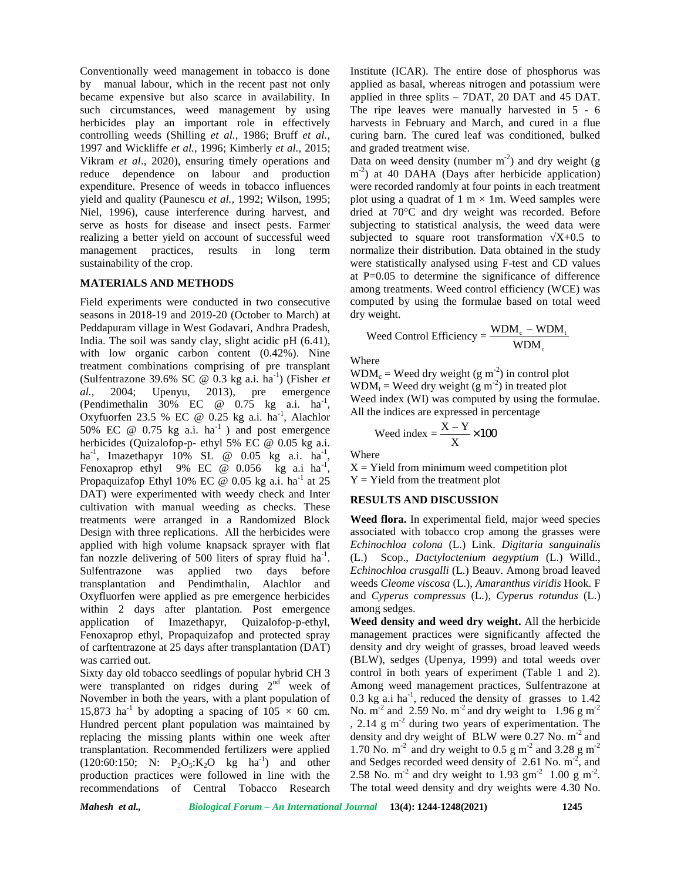Conventionally weed management in tobacco is done by manual labour, which in the recent past not only became expensive but also scarce in availability. In such circumstances, weed management by using herbicides play an important role in effectively controlling weeds (Shilling *et al.,* 1986; Bruff *et al.,* 1997 and Wickliffe *et al.,* 1996; Kimberly *et al.,* 2015; Vikram *et al*., 2020), ensuring timely operations and reduce dependence on labour and production expenditure. Presence of weeds in tobacco influences yield and quality (Paunescu *et al.,* 1992; Wilson, 1995; Niel, 1996), cause interference during harvest, and serve as hosts for disease and insect pests. Farmer realizing a better yield on account of successful weed management practices, results in long term sustainability of the crop.

## MATERIALS AND METHODS

Field experiments were conducted in two consecutive seasons in 2018-19 and 2019-20 (October to March) at Peddapuram village in West Godavari, Andhra Pradesh, India. The soil was sandy clay, slight acidic pH (6.41), with low organic carbon content (0.42%). Nine treatment combinations comprising of pre transplant (Sulfentrazone 39.6% SC @ 0.3 kg a.i. $ha^{-1}$) (Fisher *et al.,* 2004; Upenyu, 2013), pre emergence (Pendimethalin 30% EC @ 0.75 kg a.i. $ha^{-1}$, Oxyfuorfen 23.5 % EC @ 0.25 kg a.i. $ha^{-1}$, Alachlor 50% EC @ 0.75 kg a.i. $ha^{-1}$ ) and post emergence herbicides (Quizalofop-p- ethyl 5% EC @ 0.05 kg a.i. $ha^{-1}$, Imazethapyr 10% SL @ 0.05 kg a.i. $ha^{-1}$, Fenoxaprop ethyl 9% EC @ 0.056 kg a.i $ha^{-1}$, Propaquizafop Ethyl 10% EC @ 0.05 kg a.i. $ha^{-1}$ at 25 DAT) were experimented with weedy check and Inter cultivation with manual weeding as checks. These treatments were arranged in a Randomized Block Design with three replications. All the herbicides were applied with high volume knapsack sprayer with flat fan nozzle delivering of 500 liters of spray fluid $ha^{-1}$. Sulfentrazone was applied two days before transplantation and Pendimthalin, Alachlor and Oxyfluorfen were applied as pre emergence herbicides within 2 days after plantation. Post emergence application of Imazethapyr, Quizalofop-p-ethyl, Fenoxaprop ethyl, Propaquizafop and protected spray of carftentrazone at 25 days after transplantation (DAT) was carried out.

Sixty day old tobacco seedlings of popular hybrid CH 3 were transplanted on ridges during 2nd week of November in both the years, with a plant population of 15,873 $ha^{-1}$ by adopting a spacing of 105 × 60 cm. Hundred percent plant population was maintained by replacing the missing plants within one week after transplantation. Recommended fertilizers were applied (120:60:150; N: $P_2O_5$:$K_2O$ kg $ha^{-1}$) and other production practices were followed in line with the recommendations of Central Tobacco Research Institute (ICAR). The entire dose of phosphorus was applied as basal, whereas nitrogen and potassium were applied in three splits – 7DAT, 20 DAT and 45 DAT. The ripe leaves were manually harvested in 5 - 6 harvests in February and March, and cured in a flue curing barn. The cured leaf was conditioned, bulked and graded treatment wise.

Data on weed density (number $m^{-2}$) and dry weight (g $m^{-2}$) at 40 DAHA (Days after herbicide application) were recorded randomly at four points in each treatment plot using a quadrat of 1 m × 1m. Weed samples were dried at 70°C and dry weight was recorded. Before subjecting to statistical analysis, the weed data were subjected to square root transformation $\sqrt{X+0.5}$ to normalize their distribution. Data obtained in the study were statistically analysed using F-test and CD values at P=0.05 to determine the significance of difference among treatments. Weed control efficiency (WCE) was computed by using the formulae based on total weed dry weight.

$$\text{Weed Control Efficiency} = \frac{\text{WDM}_c - \text{WDM}_t}{\text{WDM}_c}$$

Where

$\text{WDM}_c$ = Weed dry weight (g $m^{-2}$) in control plot

$\text{WDM}_t$ = Weed dry weight (g $m^{-2}$) in treated plot

Weed index (WI) was computed by using the formulae. All the indices are expressed in percentage

$$\text{Weed index} = \frac{X - Y}{X} \times 100$$

Where

X = Yield from minimum weed competition plot

Y = Yield from the treatment plot

## RESULTS AND DISCUSSION

**Weed flora.** In experimental field, major weed species associated with tobacco crop among the grasses were *Echinochloa colona* (L.) Link. *Digitaria sanguinalis* (L.) Scop., *Dactyloctenium aegyptium* (L.) Willd., *Echinochloa crusgalli* (L.) Beauv. Among broad leaved weeds *Cleome viscosa* (L.), *Amaranthus viridis* Hook. F and *Cyperus compressus* (L.), *Cyperus rotundus* (L.) among sedges.

**Weed density and weed dry weight.** All the herbicide management practices were significantly affected the density and dry weight of grasses, broad leaved weeds (BLW), sedges (Upenya, 1999) and total weeds over control in both years of experiment (Table 1 and 2). Among weed management practices, Sulfentrazone at 0.3 kg a.i $ha^{-1}$, reduced the density of grasses to 1.42 No. $m^{-2}$ and 2.59 No. $m^{-2}$ and dry weight to 1.96 g $m^{-2}$ , 2.14 g $m^{-2}$ during two years of experimentation. The density and dry weight of BLW were 0.27 No. $m^{-2}$ and 1.70 No. $m^{-2}$ and dry weight to 0.5 g $m^{-2}$ and 3.28 g $m^{-2}$ and Sedges recorded weed density of 2.61 No. $m^{-2}$, and 2.58 No. $m^{-2}$ and dry weight to 1.93 $gm^{-2}$ 1.00 g $m^{-2}$. The total weed density and dry weights were 4.30 No.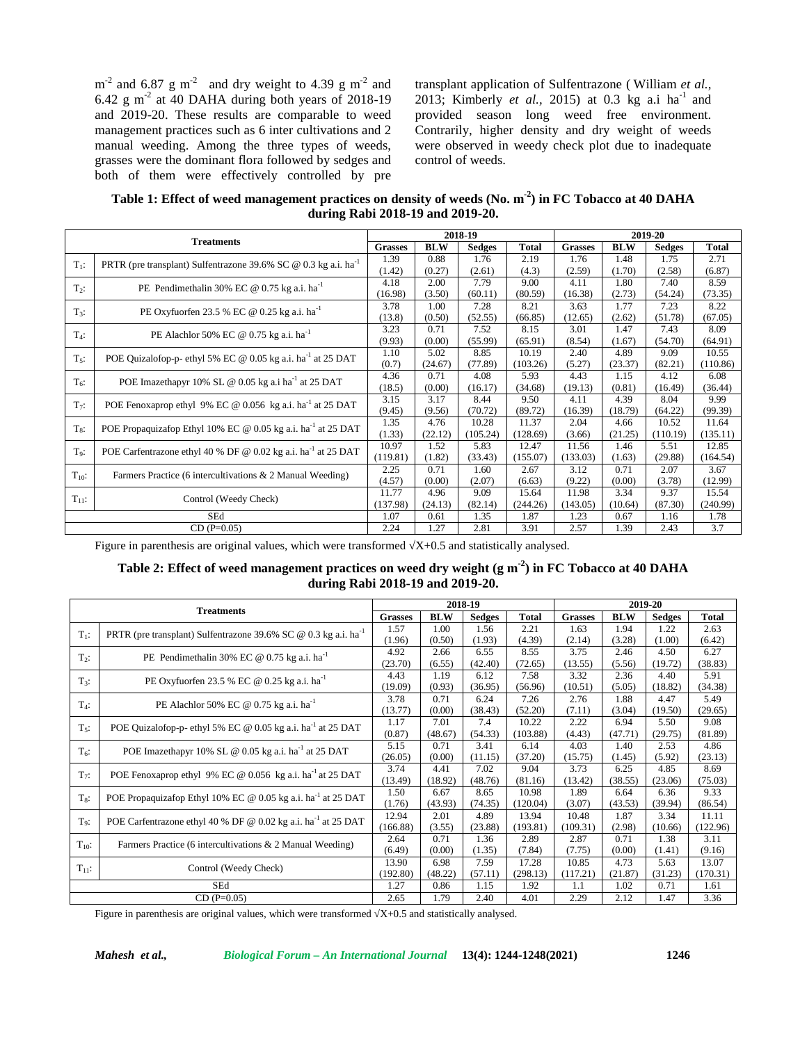$m^{-2}$ and 6.87 g $m^{-2}$ and dry weight to 4.39 g $m^{-2}$ and 6.42 g $m^{-2}$ at 40 DAHA during both years of 2018-19 and 2019-20. These results are comparable to weed management practices such as 6 inter cultivations and 2 manual weeding. Among the three types of weeds, grasses were the dominant flora followed by sedges and both of them were effectively controlled by pre transplant application of Sulfentrazone ( William *et al.,* 2013; Kimberly *et al.,* 2015) at 0.3 kg a.i $ha^{-1}$ and provided season long weed free environment. Contrarily, higher density and dry weight of weeds were observed in weedy check plot due to inadequate control of weeds.

**Table 1: Effect of weed management practices on density of weeds (No. $m^{-2}$) in FC Tobacco at 40 DAHA during Rabi 2018-19 and 2019-20.**

| Treatments | | 2018-19 | | | | 2019-20 | | | |
|---|---|---|---|---|---|---|---|---|---|
| | | Grasses | BLW | Sedges | Total | Grasses | BLW | Sedges | Total |
| $T_1$: | PRTR (pre transplant) Sulfentrazone 39.6% SC @ 0.3 kg a.i. $ha^{-1}$ | 1.39 (1.42) | 0.88 (0.27) | 1.76 (2.61) | 2.19 (4.3) | 1.76 (2.59) | 1.48 (1.70) | 1.75 (2.58) | 2.71 (6.87) |
| $T_2$: | PE Pendimethalin 30% EC @ 0.75 kg a.i. $ha^{-1}$ | 4.18 (16.98) | 2.00 (3.50) | 7.79 (60.11) | 9.00 (80.59) | 4.11 (16.38) | 1.80 (2.73) | 7.40 (54.24) | 8.59 (73.35) |
| $T_3$: | PE Oxyfuorfen 23.5 % EC @ 0.25 kg a.i. $ha^{-1}$ | 3.78 (13.8) | 1.00 (0.50) | 7.28 (52.55) | 8.21 (66.85) | 3.63 (12.65) | 1.77 (2.62) | 7.23 (51.78) | 8.22 (67.05) |
| $T_4$: | PE Alachlor 50% EC @ 0.75 kg a.i. $ha^{-1}$ | 3.23 (9.93) | 0.71 (0.00) | 7.52 (55.99) | 8.15 (65.91) | 3.01 (8.54) | 1.47 (1.67) | 7.43 (54.70) | 8.09 (64.91) |
| $T_5$: | POE Quizalofop-p- ethyl 5% EC @ 0.05 kg a.i. $ha^{-1}$ at 25 DAT | 1.10 (0.7) | 5.02 (24.67) | 8.85 (77.89) | 10.19 (103.26) | 2.40 (5.27) | 4.89 (23.37) | 9.09 (82.21) | 10.55 (110.86) |
| $T_6$: | POE Imazethapyr 10% SL @ 0.05 kg a.i $ha^{-1}$ at 25 DAT | 4.36 (18.5) | 0.71 (0.00) | 4.08 (16.17) | 5.93 (34.68) | 4.43 (19.13) | 1.15 (0.81) | 4.12 (16.49) | 6.08 (36.44) |
| $T_7$: | POE Fenoxaprop ethyl 9% EC @ 0.056 kg a.i. $ha^{-1}$ at 25 DAT | 3.15 (9.45) | 3.17 (9.56) | 8.44 (70.72) | 9.50 (89.72) | 4.11 (16.39) | 4.39 (18.79) | 8.04 (64.22) | 9.99 (99.39) |
| $T_8$: | POE Propaquizafop Ethyl 10% EC @ 0.05 kg a.i. $ha^{-1}$ at 25 DAT | 1.35 (1.33) | 4.76 (22.12) | 10.28 (105.24) | 11.37 (128.69) | 2.04 (3.66) | 4.66 (21.25) | 10.52 (110.19) | 11.64 (135.11) |
| $T_9$: | POE Carfentrazone ethyl 40 % DF @ 0.02 kg a.i. $ha^{-1}$ at 25 DAT | 10.97 (119.81) | 1.52 (1.82) | 5.83 (33.43) | 12.47 (155.07) | 11.56 (133.03) | 1.46 (1.63) | 5.51 (29.88) | 12.85 (164.54) |
| $T_{10}$: | Farmers Practice (6 intercultivations & 2 Manual Weeding) | 2.25 (4.57) | 0.71 (0.00) | 1.60 (2.07) | 2.67 (6.63) | 3.12 (9.22) | 0.71 (0.00) | 2.07 (3.78) | 3.67 (12.99) |
| $T_{11}$: | Control (Weedy Check) | 11.77 (137.98) | 4.96 (24.13) | 9.09 (82.14) | 15.64 (244.26) | 11.98 (143.05) | 3.34 (10.64) | 9.37 (87.30) | 15.54 (240.99) |
| SEd | | 1.07 | 0.61 | 1.35 | 1.87 | 1.23 | 0.67 | 1.16 | 1.78 |
| CD (P=0.05) | | 2.24 | 1.27 | 2.81 | 3.91 | 2.57 | 1.39 | 2.43 | 3.7 |

Figure in parenthesis are original values, which were transformed $\sqrt{X+0.5}$ and statistically analysed.

**Table 2: Effect of weed management practices on weed dry weight (g $m^{-2}$) in FC Tobacco at 40 DAHA during Rabi 2018-19 and 2019-20.**

| Treatments | | 2018-19 | | | | 2019-20 | | | |
|---|---|---|---|---|---|---|---|---|---|
| | | Grasses | BLW | Sedges | Total | Grasses | BLW | Sedges | Total |
| $T_1$: | PRTR (pre transplant) Sulfentrazone 39.6% SC @ 0.3 kg a.i. $ha^{-1}$ | 1.57 (1.96) | 1.00 (0.50) | 1.56 (1.93) | 2.21 (4.39) | 1.63 (2.14) | 1.94 (3.28) | 1.22 (1.00) | 2.63 (6.42) |
| $T_2$: | PE Pendimethalin 30% EC @ 0.75 kg a.i. $ha^{-1}$ | 4.92 (23.70) | 2.66 (6.55) | 6.55 (42.40) | 8.55 (72.65) | 3.75 (13.55) | 2.46 (5.56) | 4.50 (19.72) | 6.27 (38.83) |
| $T_3$: | PE Oxyfuorfen 23.5 % EC @ 0.25 kg a.i. $ha^{-1}$ | 4.43 (19.09) | 1.19 (0.93) | 6.12 (36.95) | 7.58 (56.96) | 3.32 (10.51) | 2.36 (5.05) | 4.40 (18.82) | 5.91 (34.38) |
| $T_4$: | PE Alachlor 50% EC @ 0.75 kg a.i. $ha^{-1}$ | 3.78 (13.77) | 0.71 (0.00) | 6.24 (38.43) | 7.26 (52.20) | 2.76 (7.11) | 1.88 (3.04) | 4.47 (19.50) | 5.49 (29.65) |
| $T_5$: | POE Quizalofop-p- ethyl 5% EC @ 0.05 kg a.i. $ha^{-1}$ at 25 DAT | 1.17 (0.87) | 7.01 (48.67) | 7.4 (54.33) | 10.22 (103.88) | 2.22 (4.43) | 6.94 (47.71) | 5.50 (29.75) | 9.08 (81.89) |
| $T_6$: | POE Imazethapyr 10% SL @ 0.05 kg a.i. $ha^{-1}$ at 25 DAT | 5.15 (26.05) | 0.71 (0.00) | 3.41 (11.15) | 6.14 (37.20) | 4.03 (15.75) | 1.40 (1.45) | 2.53 (5.92) | 4.86 (23.13) |
| $T_7$: | POE Fenoxaprop ethyl 9% EC @ 0.056 kg a.i. $ha^{-1}$ at 25 DAT | 3.74 (13.49) | 4.41 (18.92) | 7.02 (48.76) | 9.04 (81.16) | 3.73 (13.42) | 6.25 (38.55) | 4.85 (23.06) | 8.69 (75.03) |
| $T_8$: | POE Propaquizafop Ethyl 10% EC @ 0.05 kg a.i. $ha^{-1}$ at 25 DAT | 1.50 (1.76) | 6.67 (43.93) | 8.65 (74.35) | 10.98 (120.04) | 1.89 (3.07) | 6.64 (43.53) | 6.36 (39.94) | 9.33 (86.54) |
| $T_9$: | POE Carfentrazone ethyl 40 % DF @ 0.02 kg a.i. $ha^{-1}$ at 25 DAT | 12.94 (166.88) | 2.01 (3.55) | 4.89 (23.88) | 13.94 (193.81) | 10.48 (109.31) | 1.87 (2.98) | 3.34 (10.66) | 11.11 (122.96) |
| $T_{10}$: | Farmers Practice (6 intercultivations & 2 Manual Weeding) | 2.64 (6.49) | 0.71 (0.00) | 1.36 (1.35) | 2.89 (7.84) | 2.87 (7.75) | 0.71 (0.00) | 1.38 (1.41) | 3.11 (9.16) |
| $T_{11}$: | Control (Weedy Check) | 13.90 (192.80) | 6.98 (48.22) | 7.59 (57.11) | 17.28 (298.13) | 10.85 (117.21) | 4.73 (21.87) | 5.63 (31.23) | 13.07 (170.31) |
| SEd | | 1.27 | 0.86 | 1.15 | 1.92 | 1.1 | 1.02 | 0.71 | 1.61 |
| CD (P=0.05) | | 2.65 | 1.79 | 2.40 | 4.01 | 2.29 | 2.12 | 1.47 | 3.36 |

Figure in parenthesis are original values, which were transformed $\sqrt{X+0.5}$ and statistically analysed.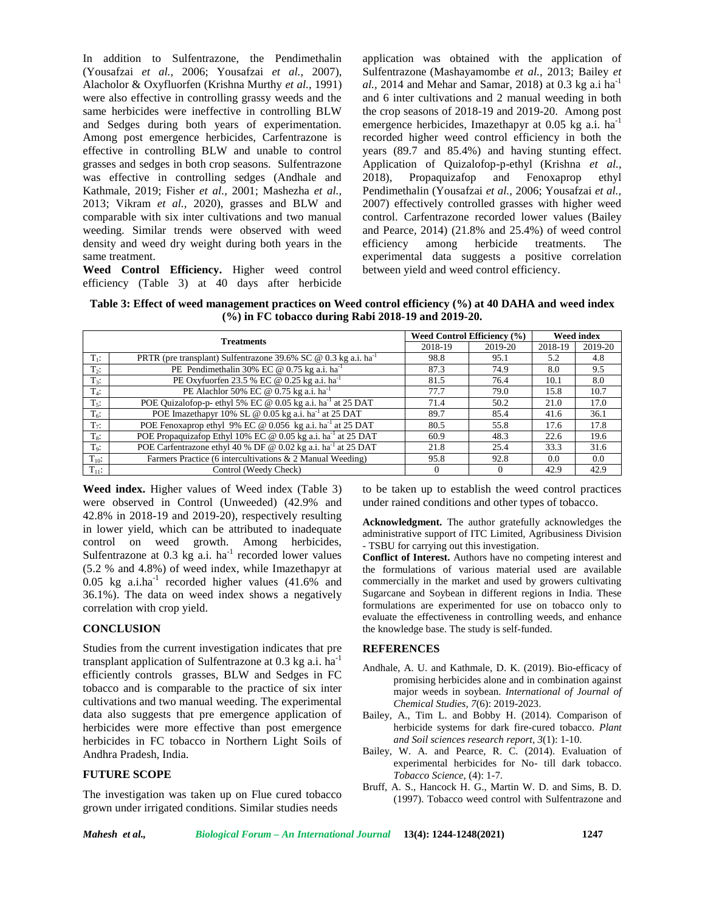In addition to Sulfentrazone, the Pendimethalin (Yousafzai *et al.,* 2006; Yousafzai *et al.,* 2007), Alacholor & Oxyfluorfen (Krishna Murthy *et al.,* 1991) were also effective in controlling grassy weeds and the same herbicides were ineffective in controlling BLW and Sedges during both years of experimentation. Among post emergence herbicides, Carfentrazone is effective in controlling BLW and unable to control grasses and sedges in both crop seasons. Sulfentrazone was effective in controlling sedges (Andhale and Kathmale, 2019; Fisher *et al.,* 2001; Mashezha *et al.,* 2013; Vikram *et al.,* 2020), grasses and BLW and comparable with six inter cultivations and two manual weeding. Similar trends were observed with weed density and weed dry weight during both years in the same treatment.

**Weed Control Efficiency.** Higher weed control efficiency (Table 3) at 40 days after herbicide application was obtained with the application of Sulfentrazone (Mashayamombe *et al.,* 2013; Bailey *et al.,* 2014 and Mehar and Samar, 2018) at 0.3 kg a.i $ha^{-1}$ and 6 inter cultivations and 2 manual weeding in both the crop seasons of 2018-19 and 2019-20. Among post emergence herbicides, Imazethapyr at 0.05 kg a.i. $ha^{-1}$ recorded higher weed control efficiency in both the years (89.7 and 85.4%) and having stunting effect. Application of Quizalofop-p-ethyl (Krishna *et al.,* 2018), Propaquizafop and Fenoxaprop ethyl Pendimethalin (Yousafzai *et al.,* 2006; Yousafzai *et al.,* 2007) effectively controlled grasses with higher weed control. Carfentrazone recorded lower values (Bailey and Pearce, 2014) (21.8% and 25.4%) of weed control efficiency among herbicide treatments. The experimental data suggests a positive correlation between yield and weed control efficiency.

**Table 3: Effect of weed management practices on Weed control efficiency (%) at 40 DAHA and weed index (%) in FC tobacco during Rabi 2018-19 and 2019-20.**

| Treatments | | Weed Control Efficiency (%) | | Weed index | |
|---|---|---|---|---|---|
| | | 2018-19 | 2019-20 | 2018-19 | 2019-20 |
| $T_1$: | PRTR (pre transplant) Sulfentrazone 39.6% SC @ 0.3 kg a.i. $ha^{-1}$ | 98.8 | 95.1 | 5.2 | 4.8 |
| $T_2$: | PE Pendimethalin 30% EC @ 0.75 kg a.i. $ha^{-1}$ | 87.3 | 74.9 | 8.0 | 9.5 |
| $T_3$: | PE Oxyfuorfen 23.5 % EC @ 0.25 kg a.i. $ha^{-1}$ | 81.5 | 76.4 | 10.1 | 8.0 |
| $T_4$: | PE Alachlor 50% EC @ 0.75 kg a.i. $ha^{-1}$ | 77.7 | 79.0 | 15.8 | 10.7 |
| $T_5$: | POE Quizalofop-p- ethyl 5% EC @ 0.05 kg a.i. $ha^{-1}$ at 25 DAT | 71.4 | 50.2 | 21.0 | 17.0 |
| $T_6$: | POE Imazethapyr 10% SL @ 0.05 kg a.i. $ha^{-1}$ at 25 DAT | 89.7 | 85.4 | 41.6 | 36.1 |
| $T_7$: | POE Fenoxaprop ethyl 9% EC @ 0.056 kg a.i. $ha^{-1}$ at 25 DAT | 80.5 | 55.8 | 17.6 | 17.8 |
| $T_8$: | POE Propaquizafop Ethyl 10% EC @ 0.05 kg a.i. $ha^{-1}$ at 25 DAT | 60.9 | 48.3 | 22.6 | 19.6 |
| $T_9$: | POE Carfentrazone ethyl 40 % DF @ 0.02 kg a.i. $ha^{-1}$ at 25 DAT | 21.8 | 25.4 | 33.3 | 31.6 |
| $T_{10}$: | Farmers Practice (6 intercultivations & 2 Manual Weeding) | 95.8 | 92.8 | 0.0 | 0.0 |
| $T_{11}$: | Control (Weedy Check) | 0 | 0 | 42.9 | 42.9 |

**Weed index.** Higher values of Weed index (Table 3) were observed in Control (Unweeded) (42.9% and 42.8% in 2018-19 and 2019-20), respectively resulting in lower yield, which can be attributed to inadequate control on weed growth. Among herbicides, Sulfentrazone at 0.3 kg a.i. $ha^{-1}$ recorded lower values (5.2 % and 4.8%) of weed index, while Imazethapyr at 0.05 kg a.i.$ha^{-1}$ recorded higher values (41.6% and 36.1%). The data on weed index shows a negatively correlation with crop yield.

## CONCLUSION

Studies from the current investigation indicates that pre transplant application of Sulfentrazone at 0.3 kg a.i. $ha^{-1}$ efficiently controls grasses, BLW and Sedges in FC tobacco and is comparable to the practice of six inter cultivations and two manual weeding. The experimental data also suggests that pre emergence application of herbicides were more effective than post emergence herbicides in FC tobacco in Northern Light Soils of Andhra Pradesh, India.

## FUTURE SCOPE

The investigation was taken up on Flue cured tobacco grown under irrigated conditions. Similar studies needs to be taken up to establish the weed control practices under rained conditions and other types of tobacco.

**Acknowledgment.** The author gratefully acknowledges the administrative support of ITC Limited, Agribusiness Division - TSBU for carrying out this investigation.

**Conflict of Interest.** Authors have no competing interest and the formulations of various material used are available commercially in the market and used by growers cultivating Sugarcane and Soybean in different regions in India. These formulations are experimented for use on tobacco only to evaluate the effectiveness in controlling weeds, and enhance the knowledge base. The study is self-funded.

## REFERENCES

Andhale, A. U. and Kathmale, D. K. (2019). Bio-efficacy of promising herbicides alone and in combination against major weeds in soybean. *International of Journal of Chemical Studies, 7*(6): 2019-2023.

Bailey, A., Tim L. and Bobby H. (2014). Comparison of herbicide systems for dark fire-cured tobacco. *Plant and Soil sciences research report, 3*(1): 1-10.

Bailey, W. A. and Pearce, R. C. (2014). Evaluation of experimental herbicides for No- till dark tobacco. *Tobacco Science,* (4): 1-7.

Bruff, A. S., Hancock H. G., Martin W. D. and Sims, B. D. (1997). Tobacco weed control with Sulfentrazone and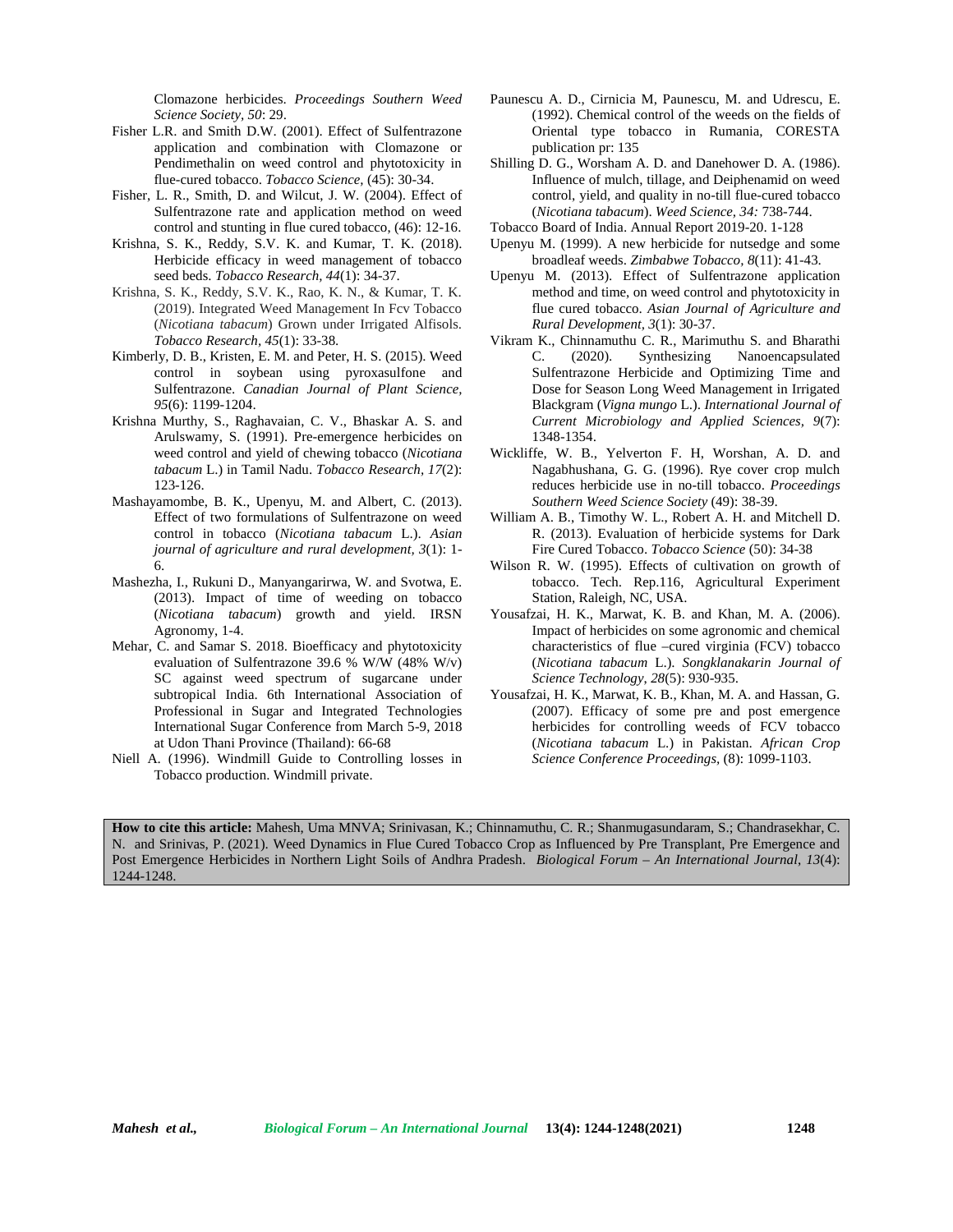Clomazone herbicides. *Proceedings Southern Weed Science Society, 50*: 29.

Fisher L.R. and Smith D.W. (2001). Effect of Sulfentrazone application and combination with Clomazone or Pendimethalin on weed control and phytotoxicity in flue-cured tobacco. *Tobacco Science*, (45): 30-34.

Fisher, L. R., Smith, D. and Wilcut, J. W. (2004). Effect of Sulfentrazone rate and application method on weed control and stunting in flue cured tobacco, (46): 12-16.

Krishna, S. K., Reddy, S.V. K. and Kumar, T. K. (2018). Herbicide efficacy in weed management of tobacco seed beds. *Tobacco Research, 44*(1): 34-37.

Krishna, S. K., Reddy, S.V. K., Rao, K. N., & Kumar, T. K. (2019). Integrated Weed Management In Fcv Tobacco (*Nicotiana tabacum*) Grown under Irrigated Alfisols. *Tobacco Research, 45*(1): 33-38.

Kimberly, D. B., Kristen, E. M. and Peter, H. S. (2015). Weed control in soybean using pyroxasulfone and Sulfentrazone. *Canadian Journal of Plant Science, 95*(6): 1199-1204.

Krishna Murthy, S., Raghavaian, C. V., Bhaskar A. S. and Arulswamy, S. (1991). Pre-emergence herbicides on weed control and yield of chewing tobacco (*Nicotiana tabacum* L.) in Tamil Nadu. *Tobacco Research, 17*(2): 123-126.

Mashayamombe, B. K., Upenyu, M. and Albert, C. (2013). Effect of two formulations of Sulfentrazone on weed control in tobacco (*Nicotiana tabacum* L.). *Asian journal of agriculture and rural development, 3*(1): 1-6.

Mashezha, I., Rukuni D., Manyangarirwa, W. and Svotwa, E. (2013). Impact of time of weeding on tobacco (*Nicotiana tabacum*) growth and yield. IRSN Agronomy, 1-4.

Mehar, C. and Samar S. 2018. Bioefficacy and phytotoxicity evaluation of Sulfentrazone 39.6 % W/W (48% W/v) SC against weed spectrum of sugarcane under subtropical India. 6th International Association of Professional in Sugar and Integrated Technologies International Sugar Conference from March 5-9, 2018 at Udon Thani Province (Thailand): 66-68

Niell A. (1996). Windmill Guide to Controlling losses in Tobacco production. Windmill private.

Paunescu A. D., Cirnicia M, Paunescu, M. and Udrescu, E. (1992). Chemical control of the weeds on the fields of Oriental type tobacco in Rumania, CORESTA publication pr: 135

Shilling D. G., Worsham A. D. and Danehower D. A. (1986). Influence of mulch, tillage, and Deiphenamid on weed control, yield, and quality in no-till flue-cured tobacco (*Nicotiana tabacum*). *Weed Science, 34:* 738-744.

Tobacco Board of India. Annual Report 2019-20. 1-128

Upenyu M. (1999). A new herbicide for nutsedge and some broadleaf weeds. *Zimbabwe Tobacco, 8*(11): 41-43.

Upenyu M. (2013). Effect of Sulfentrazone application method and time, on weed control and phytotoxicity in flue cured tobacco. *Asian Journal of Agriculture and Rural Development, 3*(1): 30-37.

Vikram K., Chinnamuthu C. R., Marimuthu S. and Bharathi C. (2020). Synthesizing Nanoencapsulated Sulfentrazone Herbicide and Optimizing Time and Dose for Season Long Weed Management in Irrigated Blackgram (*Vigna mungo* L.). *International Journal of Current Microbiology and Applied Sciences, 9*(7): 1348-1354.

Wickliffe, W. B., Yelverton F. H, Worshan, A. D. and Nagabhushana, G. G. (1996). Rye cover crop mulch reduces herbicide use in no-till tobacco. *Proceedings Southern Weed Science Society* (49): 38-39.

William A. B., Timothy W. L., Robert A. H. and Mitchell D. R. (2013). Evaluation of herbicide systems for Dark Fire Cured Tobacco. *Tobacco Science* (50): 34-38

Wilson R. W. (1995). Effects of cultivation on growth of tobacco. Tech. Rep.116, Agricultural Experiment Station, Raleigh, NC, USA.

Yousafzai, H. K., Marwat, K. B. and Khan, M. A. (2006). Impact of herbicides on some agronomic and chemical characteristics of flue –cured virginia (FCV) tobacco (*Nicotiana tabacum* L.). *Songklanakarin Journal of Science Technology, 28*(5): 930-935.

Yousafzai, H. K., Marwat, K. B., Khan, M. A. and Hassan, G. (2007). Efficacy of some pre and post emergence herbicides for controlling weeds of FCV tobacco (*Nicotiana tabacum* L.) in Pakistan. *African Crop Science Conference Proceedings,* (8): 1099-1103.

**How to cite this article:** Mahesh, Uma MNVA; Srinivasan, K.; Chinnamuthu, C. R.; Shanmugasundaram, S.; Chandrasekhar, C. N. and Srinivas, P. (2021). Weed Dynamics in Flue Cured Tobacco Crop as Influenced by Pre Transplant, Pre Emergence and Post Emergence Herbicides in Northern Light Soils of Andhra Pradesh. *Biological Forum – An International Journal, 13*(4): 1244-1248.